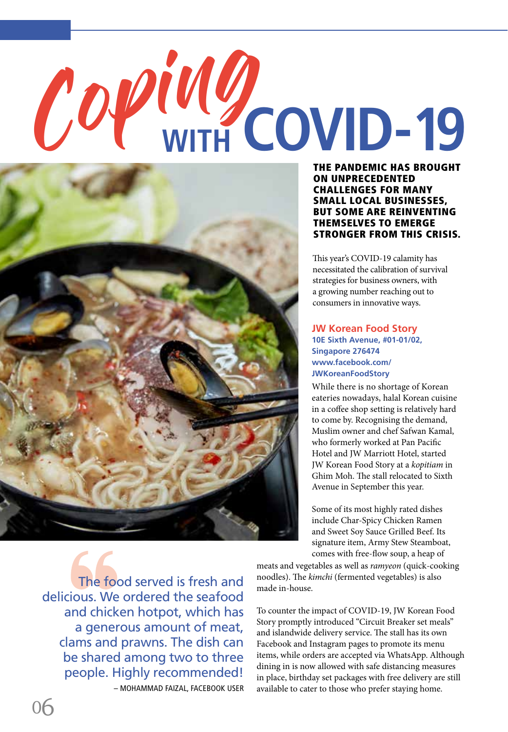# Coping WITH COVID-19

**THE PANDEMIC HAS BROUGHT ON UNPRECEDENTED CHALLENGES FOR MANY SMALL LOCAL BUSINESSES, BUT SOME ARE REINVENTING THEMSELVES TO EMERGE STRONGER FROM THIS CRISIS.**

This year's COVID-19 calamity has necessitated the calibration of survival strategies for business owners, with a growing number reaching out to consumers in innovative ways.

## JW Korean Food Story

**10E Sixth Avenue, #01-01/02, Singapore 276474**
**www.facebook.com/JWKoreanFoodStory**

While there is no shortage of Korean eateries nowadays, halal Korean cuisine in a coffee shop setting is relatively hard to come by. Recognising the demand, Muslim owner and chef Safwan Kamal, who formerly worked at Pan Pacific Hotel and JW Marriott Hotel, started JW Korean Food Story at a *kopitiam* in Ghim Moh. The stall relocated to Sixth Avenue in September this year.

Some of its most highly rated dishes include Char-Spicy Chicken Ramen and Sweet Soy Sauce Grilled Beef. Its signature item, Army Stew Steamboat, comes with free-flow soup, a heap of meats and vegetables as well as *ramyeon* (quick-cooking noodles). The *kimchi* (fermented vegetables) is also made in-house.

To counter the impact of COVID-19, JW Korean Food Story promptly introduced "Circuit Breaker set meals" and islandwide delivery service. The stall has its own Facebook and Instagram pages to promote its menu items, while orders are accepted via WhatsApp. Although dining in is now allowed with safe distancing measures in place, birthday set packages with free delivery are still available to cater to those who prefer staying home.

> The food served is fresh and delicious. We ordered the seafood and chicken hotpot, which has a generous amount of meat, clams and prawns. The dish can be shared among two to three people. Highly recommended!
>
> – MOHAMMAD FAIZAL, FACEBOOK USER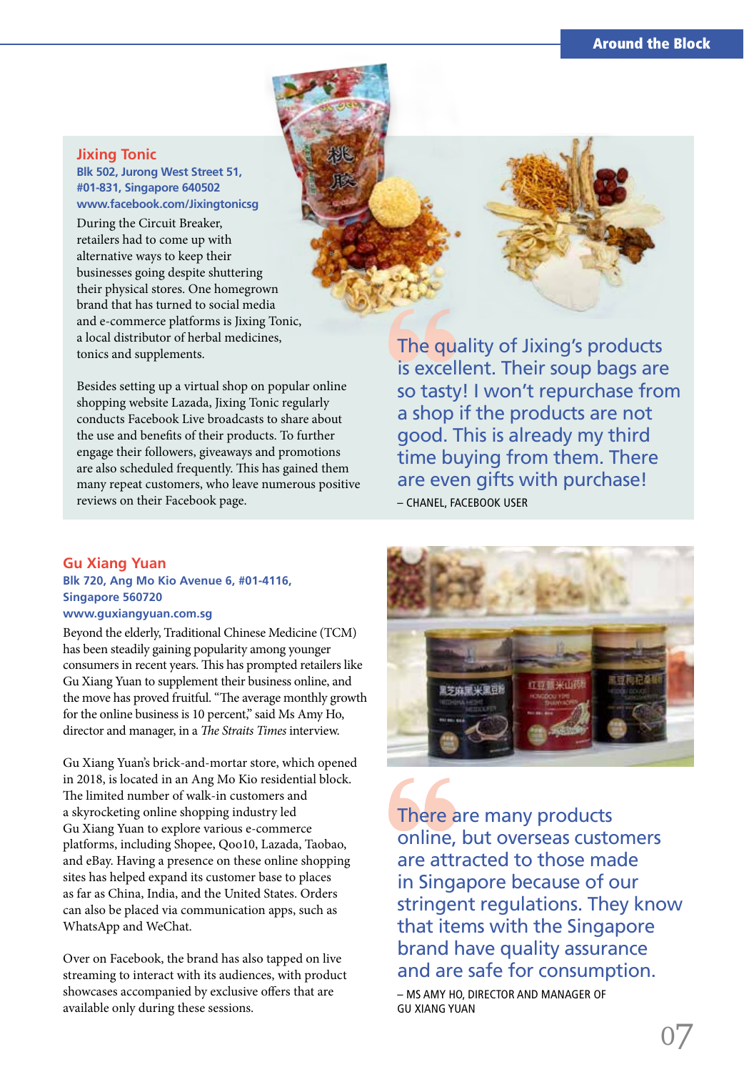## Jixing Tonic

**Blk 502, Jurong West Street 51, #01-831, Singapore 640502**
**www.facebook.com/Jixingtonicsg**

During the Circuit Breaker, retailers had to come up with alternative ways to keep their businesses going despite shuttering their physical stores. One homegrown brand that has turned to social media and e-commerce platforms is Jixing Tonic, a local distributor of herbal medicines, tonics and supplements.

Besides setting up a virtual shop on popular online shopping website Lazada, Jixing Tonic regularly conducts Facebook Live broadcasts to share about the use and benefits of their products. To further engage their followers, giveaways and promotions are also scheduled frequently. This has gained them many repeat customers, who leave numerous positive reviews on their Facebook page.

> The quality of Jixing's products is excellent. Their soup bags are so tasty! I won't repurchase from a shop if the products are not good. This is already my third time buying from them. There are even gifts with purchase!
>
> – CHANEL, FACEBOOK USER

## Gu Xiang Yuan

**Blk 720, Ang Mo Kio Avenue 6, #01-4116, Singapore 560720**
**www.guxiangyuan.com.sg**

Beyond the elderly, Traditional Chinese Medicine (TCM) has been steadily gaining popularity among younger consumers in recent years. This has prompted retailers like Gu Xiang Yuan to supplement their business online, and the move has proved fruitful. "The average monthly growth for the online business is 10 percent," said Ms Amy Ho, director and manager, in a *The Straits Times* interview.

Gu Xiang Yuan's brick-and-mortar store, which opened in 2018, is located in an Ang Mo Kio residential block. The limited number of walk-in customers and a skyrocketing online shopping industry led Gu Xiang Yuan to explore various e-commerce platforms, including Shopee, Qoo10, Lazada, Taobao, and eBay. Having a presence on these online shopping sites has helped expand its customer base to places as far as China, India, and the United States. Orders can also be placed via communication apps, such as WhatsApp and WeChat.

Over on Facebook, the brand has also tapped on live streaming to interact with its audiences, with product showcases accompanied by exclusive offers that are available only during these sessions.

> There are many products online, but overseas customers are attracted to those made in Singapore because of our stringent regulations. They know that items with the Singapore brand have quality assurance and are safe for consumption.
>
> – MS AMY HO, DIRECTOR AND MANAGER OF GU XIANG YUAN